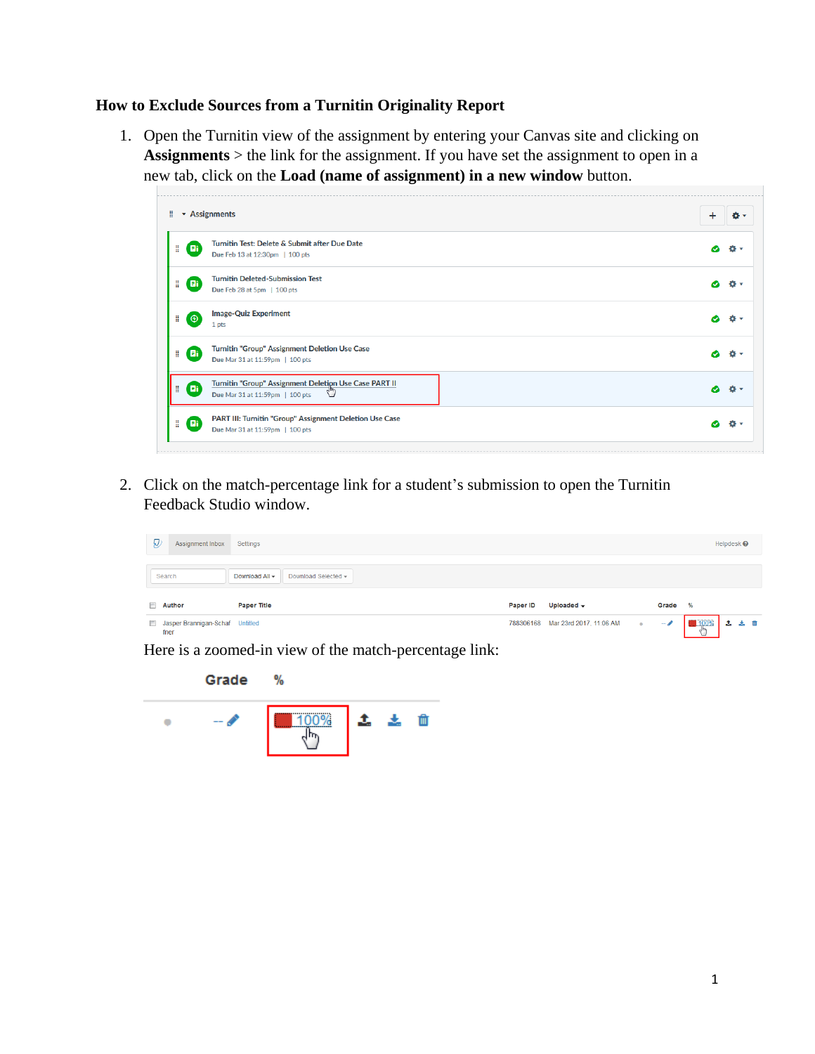## How to Exclude Sources from a Turnitin Originality Report

1. Open the Turnitin view of the assignment by entering your Canvas site and clicking on **Assignments** > the link for the assignment. If you have set the assignment to open in a new tab, click on the **Load (name of assignment) in a new window** button.

2. Click on the match-percentage link for a student's submission to open the Turnitin Feedback Studio window.

   Here is a zoomed-in view of the match-percentage link: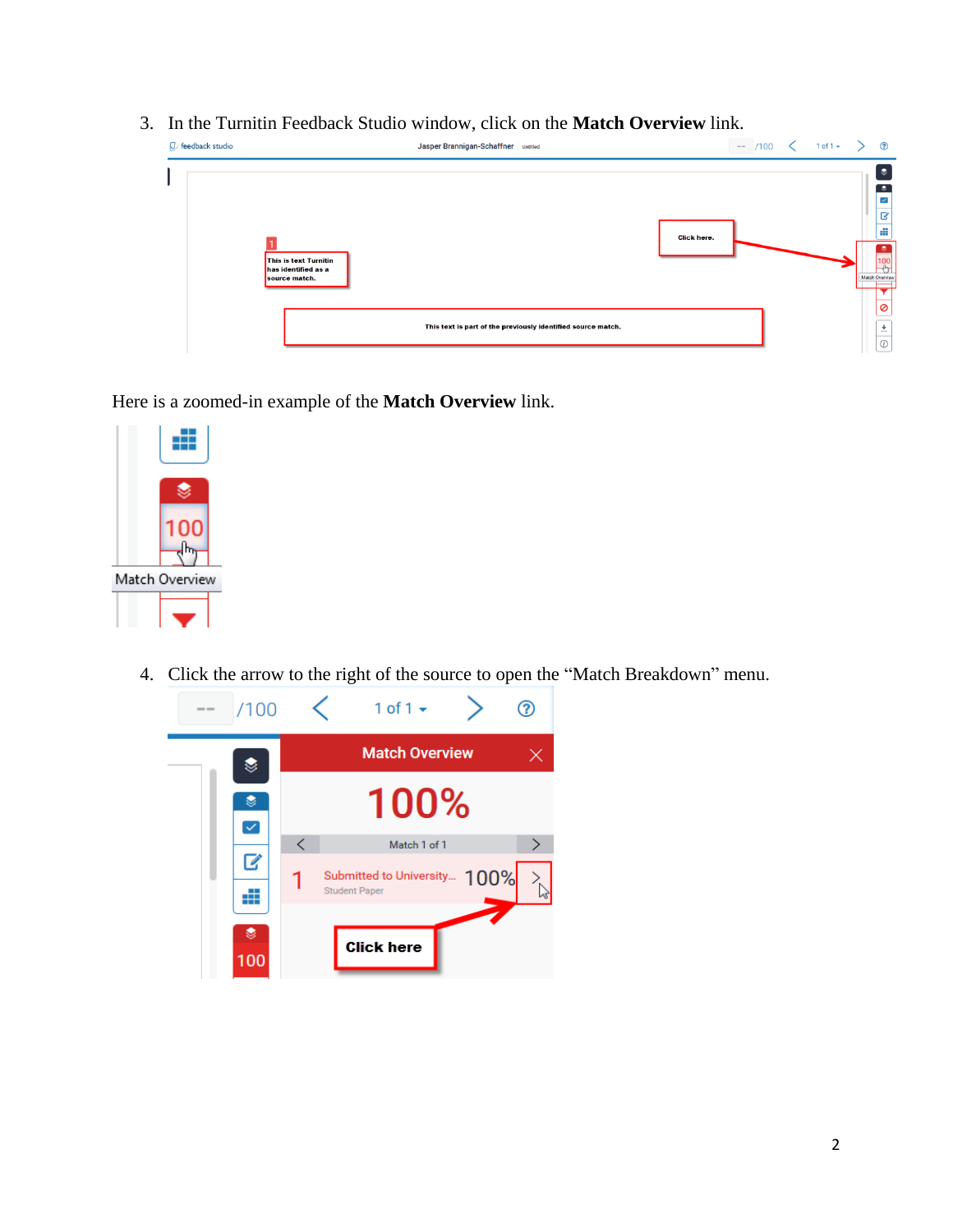3. In the Turnitin Feedback Studio window, click on the **Match Overview** link.

Here is a zoomed-in example of the **Match Overview** link.

4. Click the arrow to the right of the source to open the “Match Breakdown” menu.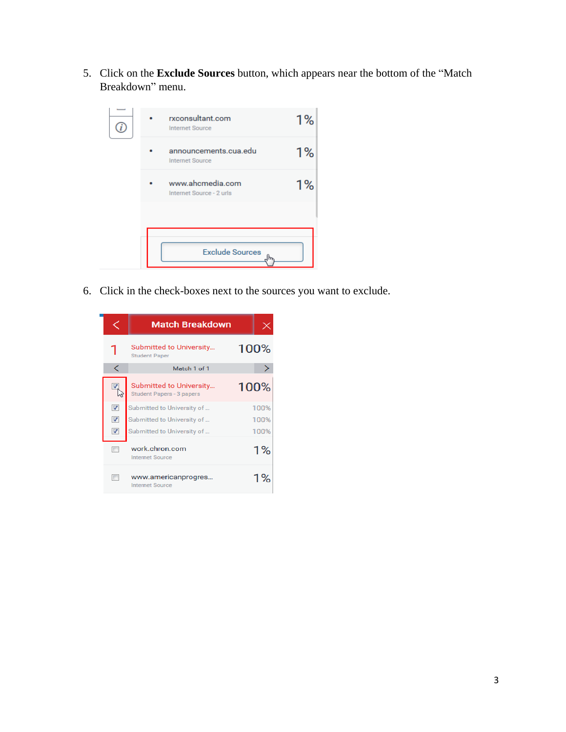5. Click on the **Exclude Sources** button, which appears near the bottom of the "Match Breakdown" menu.

6. Click in the check-boxes next to the sources you want to exclude.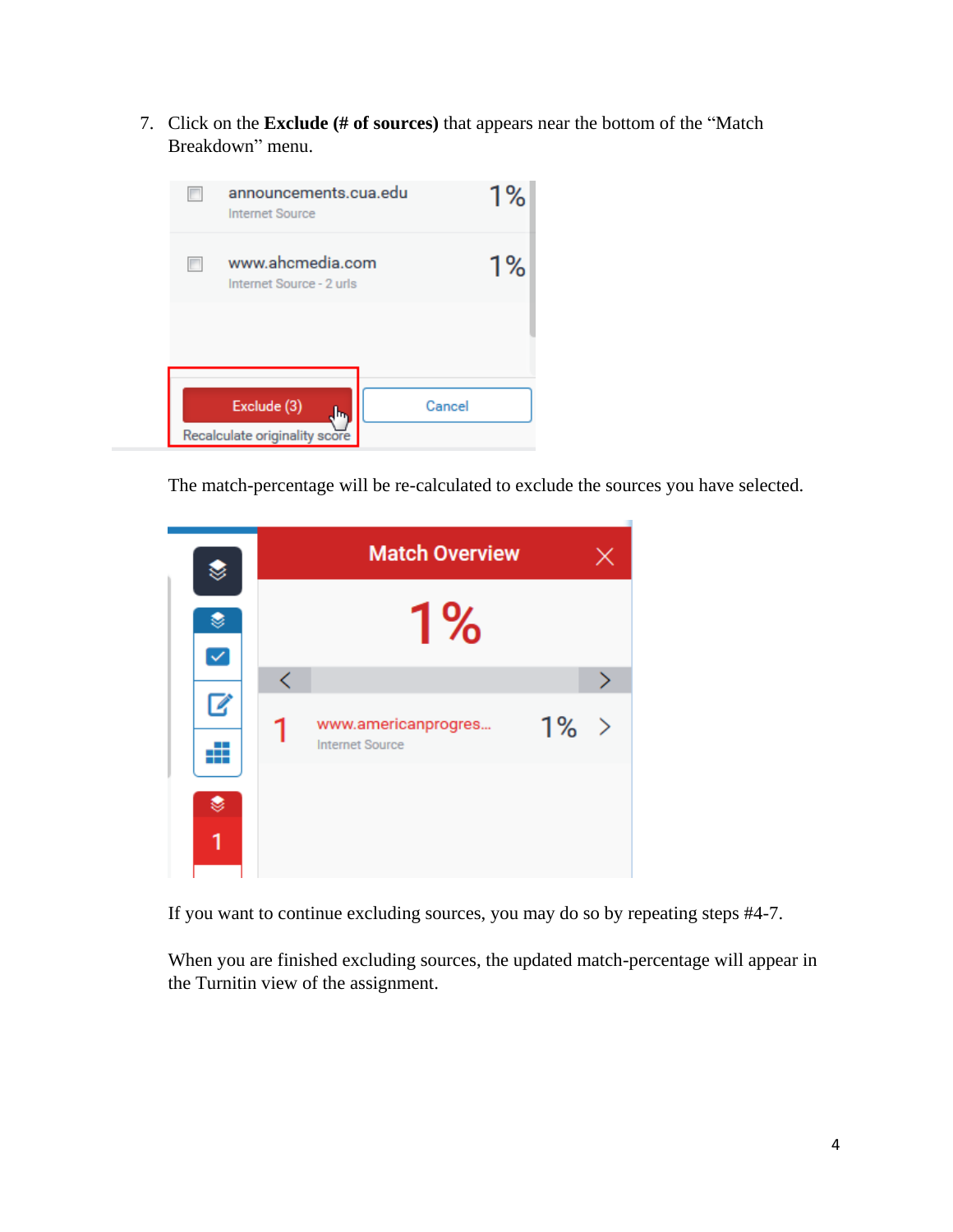7. Click on the **Exclude (# of sources)** that appears near the bottom of the "Match Breakdown" menu.

The match-percentage will be re-calculated to exclude the sources you have selected.

If you want to continue excluding sources, you may do so by repeating steps #4-7.

When you are finished excluding sources, the updated match-percentage will appear in the Turnitin view of the assignment.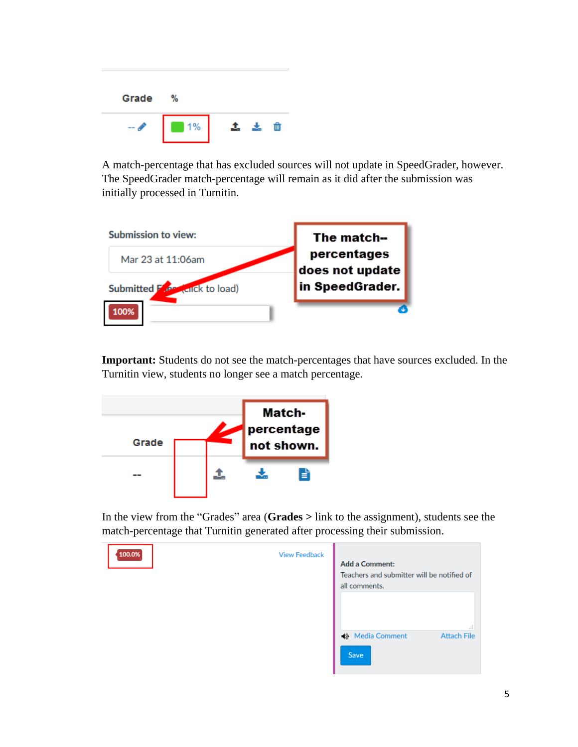A match-percentage that has excluded sources will not update in SpeedGrader, however. The SpeedGrader match-percentage will remain as it did after the submission was initially processed in Turnitin.

**Important:** Students do not see the match-percentages that have sources excluded. In the Turnitin view, students no longer see a match percentage.

In the view from the "Grades" area (**Grades** > link to the assignment), students see the match-percentage that Turnitin generated after processing their submission.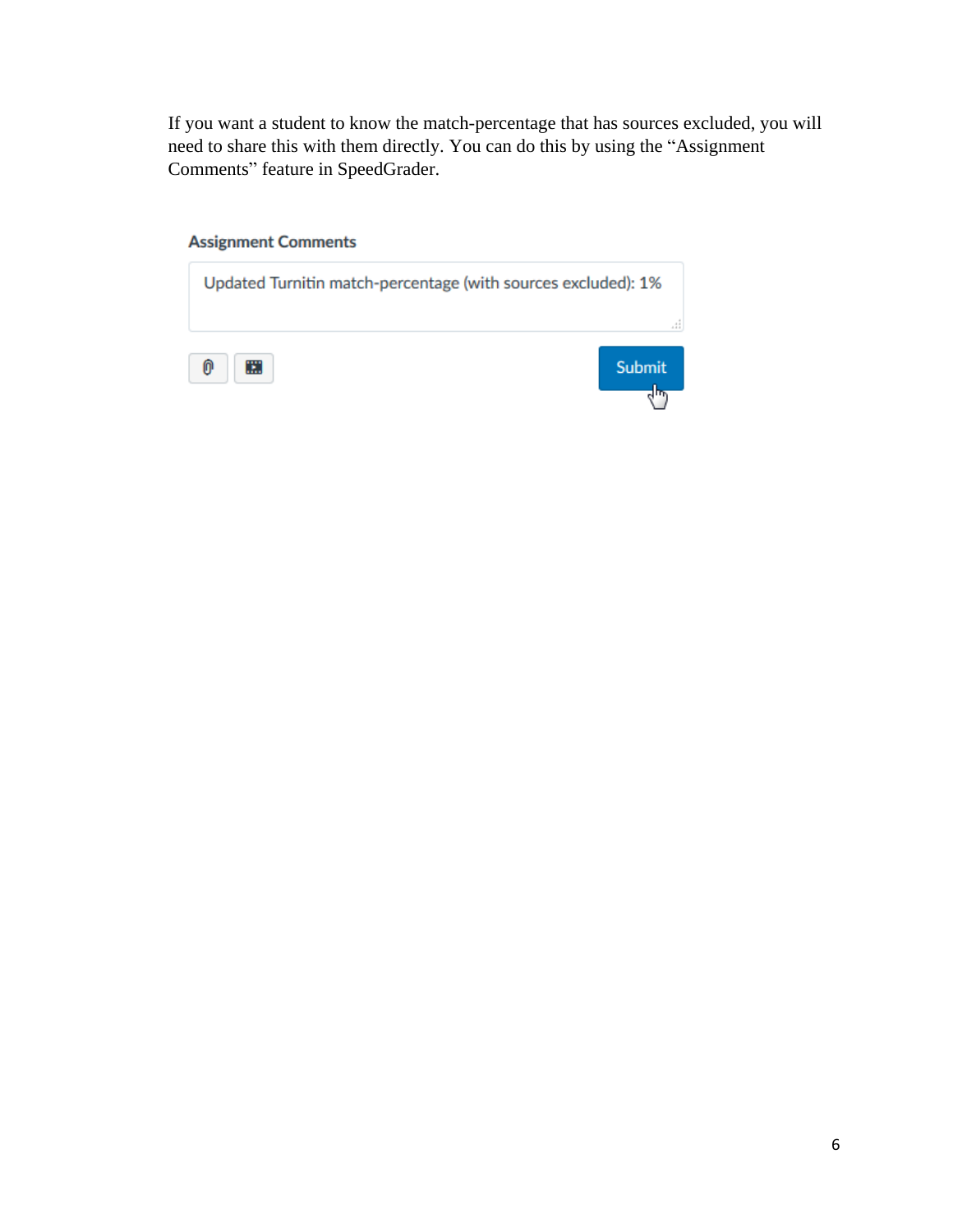If you want a student to know the match-percentage that has sources excluded, you will need to share this with them directly. You can do this by using the “Assignment Comments” feature in SpeedGrader.

**Assignment Comments**

Updated Turnitin match-percentage (with sources excluded): 1%

Submit